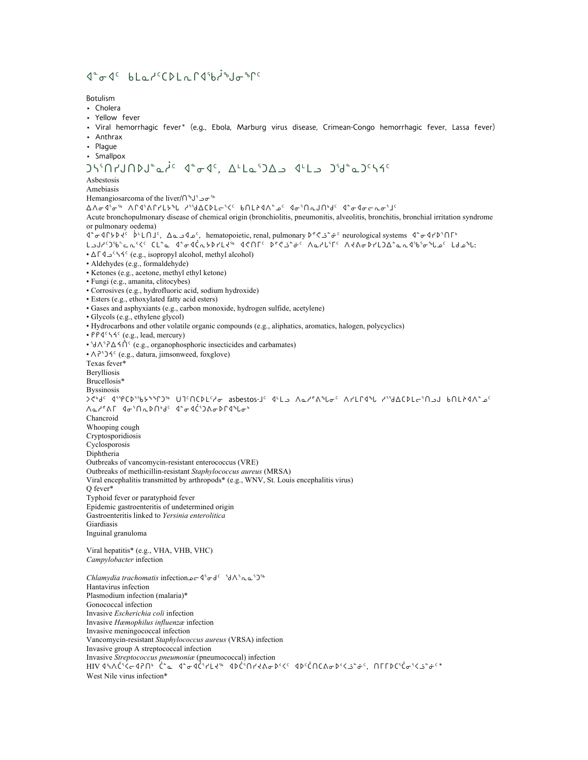# ᐊᓐᓂᐊᑦ ᑲᒪᓇᓱᑦᑕᐅᒪᓇᒥᐊᕐᑲᓲᕐᒍᓂᖏᑦ

Botulism

- Cholera
- Yellow fever
- Viral hemorrhagic fever* (e.g., Ebola, Marburg virus disease, Crimean-Congo hemorrhagic fever, Lassa fever)
- Anthrax
- Plague
- Smallpox

## ᑐᓴᕐᑎᓯᒍᑎᐅᒍᓐᓇᓲᑦ ᐊᓐᓂᐊᑦ, ᐃᒻᒪᓇᕐᑐᐃᓗ ᐊᒻᒪᓗ ᑐᕐᑯᓐᓇᑐᑦᓴᐃᑦ

Asbestosis

Amebiasis

Hemangiosarcoma of the liver/ᑎᕐᒍᕐᓗᓃᕐ

ᐃᐱᓂᐊᕐᓃᕐ ᐱᒥᐊᕐᐱᒥᓯᒪᓚᕐᒐ ᓱᕐᖁᐃᑕᐅᒪᓕᕐᐸᑦ ᑲᑎᒪᔭᐊᐱᓐᓄᑦ ᐊᓂᕐᑎᕆᒍᑎᒃᑯᑦ ᐊᓐᓂᐊᓂᓕᕆᓂᕐᒍᑦ

Acute bronchopulmonary disease of chemical origin (bronchiolitis, pneumonitis, alveolitis, bronchitis, bronchial irritation syndrome or pulmonary oedema)

ᐊᓐᓂᐊᒥᕐᔭᐅᔪᑦ ᐆᒪᑎᒧᑦ, ᐃᓇᓗᐊᓄᑦ, hematopoietic, renal, pulmonary ᐅᑭᐸᓘᓐᓃᑦ neurological systems ᐊᓐᓂᐊᓯᐅᕐᑎᒥᒃ ᒪᓗᑯᑦᑐᕐᑲᓪᓚᓇᕐᐸᑦ ᑕᒪᓐᓇ ᐊᓐᓂᐊᑖᓇᔭᐅᓯᒪᔪᕐ ᐊᕙᑎᒥᑦ ᐅᑭᐸᓘᓐᓃᑦ ᐱᓇᓱᒐᕐᒥᑦ ᐱᔪᕕᓂᐅᓯᒪᑐᐃᓐᓇᓇᐊᕐᑲᕐᓂᕐᒪᓄᑦ ᒪᑯᓇᕐᒪ:

- ᐃᒥᐊᓗᑦᓴᐃᑦ (e.g., isopropyl alcohol, methyl alcohol)
- Aldehydes (e.g., formaldehyde)
- Ketones (e.g., acetone, methyl ethyl ketone)
- Fungi (e.g., amanita, clitocybes)
- Corrosives (e.g., hydrofluoric acid, sodium hydroxide)
- Esters (e.g., ethoxylated fatty acid esters)
- Gases and asphyxiants (e.g., carbon monoxide, hydrogen sulfide, acetylene)
- Glycols (e.g., ethylene glycol)
- Hydrocarbons and other volatile organic compounds (e.g., aliphatics, aromatics, halogen, polycyclics)
- ᑮᑉᐊᑦᓴᐃᑦ (e.g., lead, mercury)
- ᖁᐱᕐᕈᐃᓴᑏᑦ (e.g., organophosphoric insecticides and carbamates)
- ᐱᕈᕐᑐᐃᑦ (e.g., datura, jimsonweed, foxglove)

Texas fever*

Berylliosis

Brucellosis*

Byssinosis

ᐳᕙᒃᑯᑦ ᐊᕐᕿᑕᐅᕐᖃᕐᖏᕐᑐᕐ ᑌᑦᑎᑕᐅᒪᑦᓯᓂ asbestos-ᒧᑦ ᐊᒻᒪᓗ ᐱᓇᓱᐱᕐᒐᓂᑦ ᐱᓯᒪᒥᐊᕐᒐ ᓱᕐᖁᐃᑕᐅᓕᕐᑎᓗᒍ ᑲᑎᒪᔭᐊᐱᓐᓄᑦ ᐱᓇᓱᐱᒥ ᐊᓂᕐᑎᕆᐅᑎᒃᑯᑦ ᐊᓐᓂᐊᑖᕐᑐᐱᓂᐅᒥᐊᕐᒐᓂᒃ

Chancroid

Whooping cough

Cryptosporidiosis

Cyclosporosis

Diphtheria

Outbreaks of vancomycin-resistant enterococcus (VRE)

Outbreaks of methicillin-resistant *Staphylococcus aureus* (MRSA)

Viral encephalitis transmitted by arthropods* (e.g., WNV, St. Louis encephalitis virus)

Q fever*

Typhoid fever or paratyphoid fever

Epidemic gastroenteritis of undetermined origin

Gastroenteritis linked to *Yersinia enterolitica*

Giardiasis

Inguinal granuloma

Viral hepatitis* (e.g., VHA, VHB, VHC)

*Campylobacter* infection

*Chlamydia trachomatis* infectionᓄᑦ ᐊᕐᓂᑯᑦ ᖁᐱᕐᓇᕐᑐᕐ

Hantavirus infection

Plasmodium infection (malaria)*

Gonococcal infection

Invasive *Escherichia coli* infection

Invasive *Hæmophilus influenzæ* infection

Invasive meningococcal infection

Vancomycin-resistant *Staphylococcus aureus* (VRSA) infection

Invasive group A streptococcal infection

Invasive *Streptococcus pneumoniæ* (pneumococcal) infection

HIV ᐊᓴᐱᑖᕐᐸᓂᐊᕈᑎᒃ ᑖᓇ ᐊᓐᓂᐊᑖᕐᓯᒪᔪᖅ ᐊᐅᑖᕐᑎᓯᔪᐱᓂᐅᕐᐸᑦ ᐊᐅᑦᑖᑎᑕᐱᓂᐅᕐᐸᓘᓐᓃᑦ, ᑎᒥᒥᐅᑦᑖᓂᕐᐸᓘᓐᓃᑦ*

West Nile virus infection*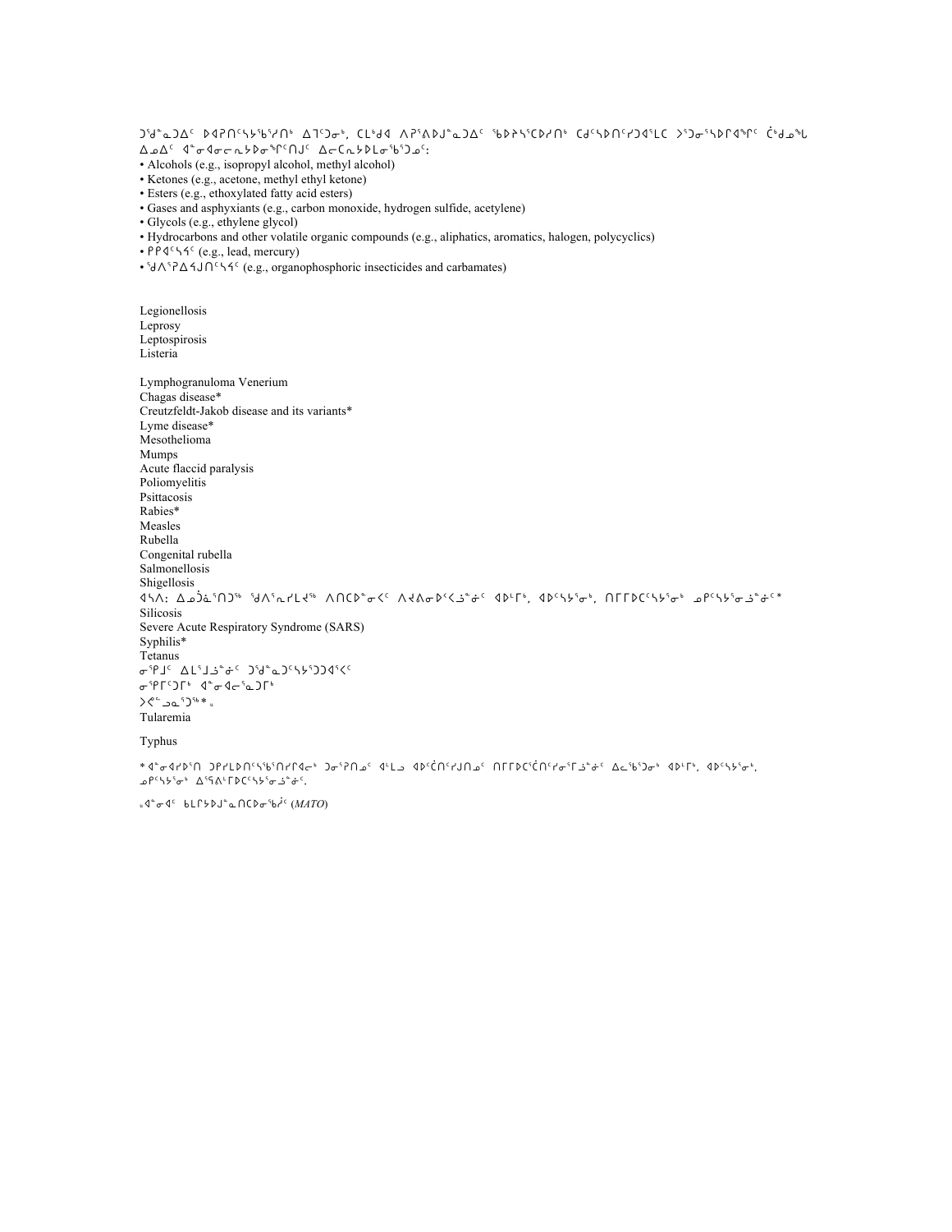ᑐᖁᓐᓇᑐᐃᑦ ᐅᐊᕈᑎᑦᓴᔭᖃᕐᓯᑎᒃ ᐃᒣᑦᑐᓂᒃ, ᑕᒪᒃᑯᐊ ᐱᕈᕐᐱᐅᒍᓐᓇᑐᐃᑦ ᖃᐅᔨᕐᑕᐅᓯᑎᒃ ᑕᑯᑦᓴᐅᑎᑦᓯᑐᐊᕐᒪᑕ ᐳᕐᑐᓂᕐᓴᐅᒋᐊᖏᑦ ᑖᒃᑯᓇᖓ ᐃᓄᐃᑦ ᐊᓐᓂᐊᓂᓕᓇᔭᐅᓂᖏᑦᑎᒍᑦ ᐃᓕᑕᕐᓇᔭᐅᒪᓂᖃᕐᑐᓄᑦ:

- Alcohols (e.g., isopropyl alcohol, methyl alcohol)
- Ketones (e.g., acetone, methyl ethyl ketone)
- Esters (e.g., ethoxylated fatty acid esters)
- Gases and asphyxiants (e.g., carbon monoxide, hydrogen sulfide, acetylene)
- Glycols (e.g., ethylene glycol)
- Hydrocarbons and other volatile organic compounds (e.g., aliphatics, aromatics, halogen, polycyclics)
- ᑭᑭᐊᑦᓴᔪᑦ (e.g., lead, mercury)
- ᖁᐱᕐᕈᐃᔪᒍᑎᑦᓴᔪᑦ (e.g., organophosphoric insecticides and carbamates)

Legionellosis
Leprosy
Leptospirosis
Listeria

Lymphogranuloma Venerium
Chagas disease*
Creutzfeldt-Jakob disease and its variants*
Lyme disease*
Mesothelioma
Mumps
Acute flaccid paralysis
Poliomyelitis
Psittacosis
Rabies*
Measles
Rubella
Congenital rubella
Salmonellosis
Shigellosis
ᐊᓭᐱ: ᐃᓄᑑᓈᕐᑎᑐᖅ ᖁᐱᕐᓇᓯᒪᔪᖅ ᐱᑎᑕᐅᓐᓂᐸᑦ ᐱᔪᕕᓂᐅᐸᓘᓐᓂᑦ ᐊᐅᒥᒃ, ᐊᐅᑦᓴᔭᓂᒃ, ᑎᒥᒥᐅᑕᑦᓴᔭᓂᒃ ᓄᑭᑦᓴᔭᓂᓘᓐᓃᑦ*
Silicosis
Severe Acute Respiratory Syndrome (SARS)
Syphilis*
Tetanus
ᓂᕿᒧᑦ ᐃᒪᕐᒧᓘᓐᓃᑦ ᑐᖁᓐᓇᑐᑦᓴᔭᕐᑐᑐᐊᕐᐸᑦ
ᓂᕿᒥᑦᑐᒥᒃ ᐊᓐᓂᐊᓕᕐᓇᑐᒥᒃ
ᐳᕓᓪᓗᓇᕐᑐᖅ* [a]
Tularemia

Typhus

* ᐊᓐᓂᐊᓯᐅᕐᑎ ᑐᑭᓯᒪᐅᑎᑦᓴᖃᕐᑎᓯᒥᐊᓕᒃ ᑐᓂᕐᕿᑎᓄᑦ ᐊᒻᒪᓗ ᐊᐅᑦᑖᑎᑦᓯᒍᑎᓄᑦ ᑎᒥᒥᐅᑕᕐᑖᑎᑦᓯᓂᕐᒥᓘᓐᓃᑦ ᐃᓕᖃᕐᑐᓂᒃ ᐊᐅᒥᒃ, ᐊᐅᑦᓴᔭᓂᒃ, ᓄᑭᑦᓴᔭᓂᒃ ᐃᕐᕋᕕᒻᒥᐅᑕᑦᓴᔭᓂᓘᓐᓃᑦ.

[a] ᐊᓐᓂᐊᑦ ᑲᒪᒋᔭᐅᒍᓐᓇᑎᑕᐅᓂᖅᑯᑦ (*MATO*)